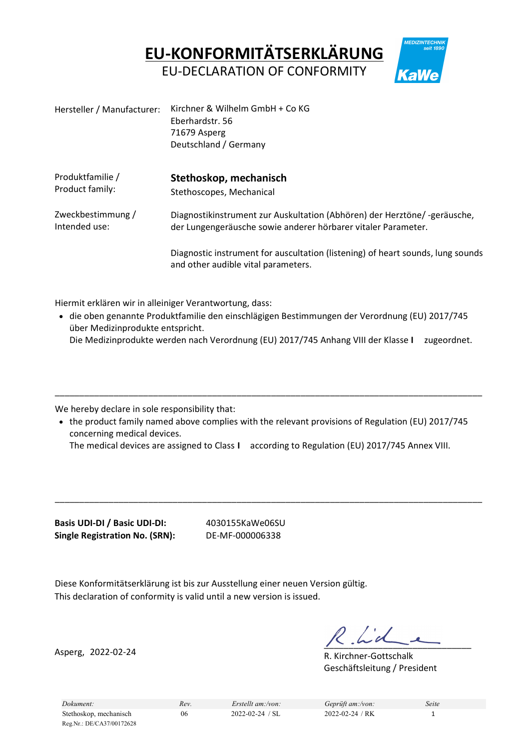# EU-KONFORMITÄTSERKLÄRUNG

EU-DECLARATION OF CONFORMITY

MEDIZINTECHNIK seit 1890 KaWe

| | |
|---|---|
| Hersteller / Manufacturer: | Kirchner & Wilhelm GmbH + Co KG<br>Eberhardstr. 56<br>71679 Asperg<br>Deutschland / Germany |
| Produktfamilie / Product family: | **Stethoskop, mechanisch**<br>Stethoscopes, Mechanical |
| Zweckbestimmung / Intended use: | Diagnostikinstrument zur Auskultation (Abhören) der Herztöne/ -geräusche, der Lungengeräusche sowie anderer hörbarer vitaler Parameter.<br><br>Diagnostic instrument for auscultation (listening) of heart sounds, lung sounds and other audible vital parameters. |

Hiermit erklären wir in alleiniger Verantwortung, dass:

- die oben genannte Produktfamilie den einschlägigen Bestimmungen der Verordnung (EU) 2017/745 über Medizinprodukte entspricht.
  Die Medizinprodukte werden nach Verordnung (EU) 2017/745 Anhang VIII der Klasse **I** zugeordnet.

---

We hereby declare in sole responsibility that:

- the product family named above complies with the relevant provisions of Regulation (EU) 2017/745 concerning medical devices.
  The medical devices are assigned to Class **I** according to Regulation (EU) 2017/745 Annex VIII.

---

**Basis UDI-DI / Basic UDI-DI:** 4030155KaWe06SU
**Single Registration No. (SRN):** DE-MF-000006338

Diese Konformitätserklärung ist bis zur Ausstellung einer neuen Version gültig.
This declaration of conformity is valid until a new version is issued.

Asperg, 2022-02-24

R. Kirchner-Gottschalk
Geschäftsleitung / President

| *Dokument:* | *Rev.* | *Erstellt am:/von:* | *Geprüft am:/von:* | *Seite* |
|---|---|---|---|---|
| Stethoskop, mechanisch<br>Reg.Nr.: DE/CA37/00172628 | 06 | 2022-02-24 / SL | 2022-02-24 / RK | 1 |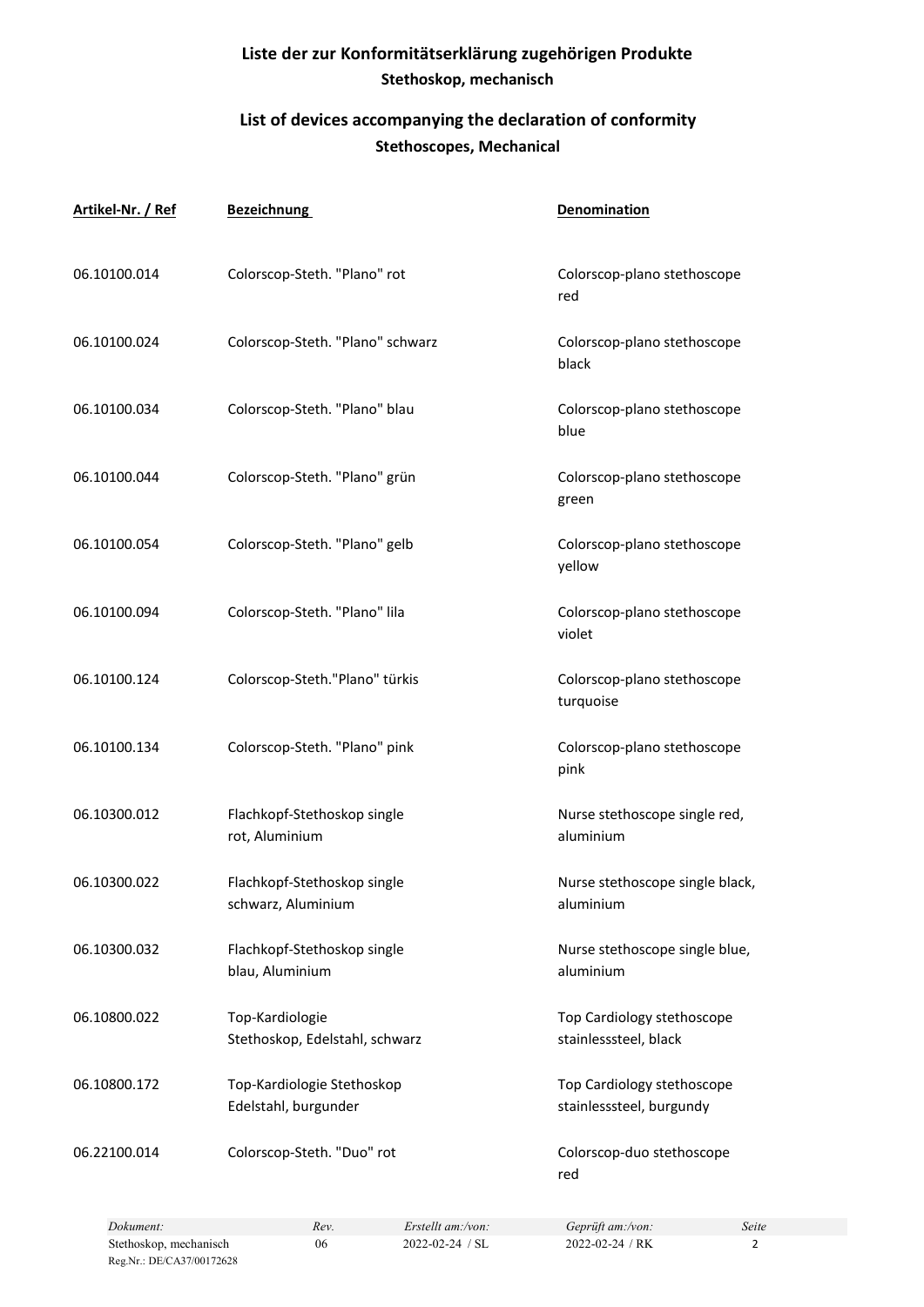## Liste der zur Konformitätserklärung zugehörigen Produkte

**Stethoskop, mechanisch**

## List of devices accompanying the declaration of conformity

**Stethoscopes, Mechanical**

| Artikel-Nr. / Ref | Bezeichnung | Denomination |
|---|---|---|
| 06.10100.014 | Colorscop-Steth. "Plano" rot | Colorscop-plano stethoscope red |
| 06.10100.024 | Colorscop-Steth. "Plano" schwarz | Colorscop-plano stethoscope black |
| 06.10100.034 | Colorscop-Steth. "Plano" blau | Colorscop-plano stethoscope blue |
| 06.10100.044 | Colorscop-Steth. "Plano" grün | Colorscop-plano stethoscope green |
| 06.10100.054 | Colorscop-Steth. "Plano" gelb | Colorscop-plano stethoscope yellow |
| 06.10100.094 | Colorscop-Steth. "Plano" lila | Colorscop-plano stethoscope violet |
| 06.10100.124 | Colorscop-Steth."Plano" türkis | Colorscop-plano stethoscope turquoise |
| 06.10100.134 | Colorscop-Steth. "Plano" pink | Colorscop-plano stethoscope pink |
| 06.10300.012 | Flachkopf-Stethoskop single rot, Aluminium | Nurse stethoscope single red, aluminium |
| 06.10300.022 | Flachkopf-Stethoskop single schwarz, Aluminium | Nurse stethoscope single black, aluminium |
| 06.10300.032 | Flachkopf-Stethoskop single blau, Aluminium | Nurse stethoscope single blue, aluminium |
| 06.10800.022 | Top-Kardiologie Stethoskop, Edelstahl, schwarz | Top Cardiology stethoscope stainlesssteel, black |
| 06.10800.172 | Top-Kardiologie Stethoskop Edelstahl, burgunder | Top Cardiology stethoscope stainlesssteel, burgundy |
| 06.22100.014 | Colorscop-Steth. "Duo" rot | Colorscop-duo stethoscope red |

| *Dokument:* | *Rev.* | *Erstellt am:/von:* | *Geprüft am:/von:* | *Seite* |
|---|---|---|---|---|
| Stethoskop, mechanisch | 06 | 2022-02-24 / SL | 2022-02-24 / RK | 2 |

Reg.Nr.: DE/CA37/00172628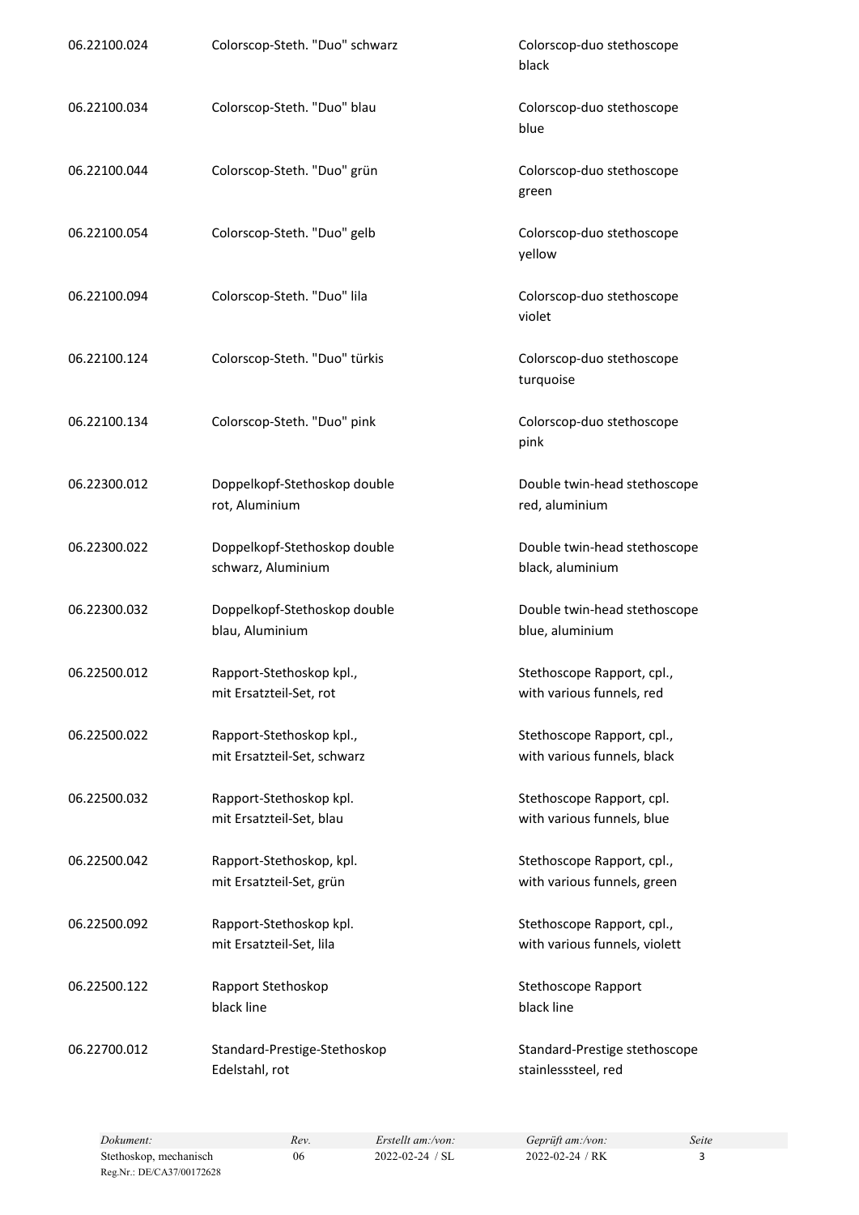| | | |
|---|---|---|
| 06.22100.024 | Colorscop-Steth. "Duo" schwarz | Colorscop-duo stethoscope black |
| 06.22100.034 | Colorscop-Steth. "Duo" blau | Colorscop-duo stethoscope blue |
| 06.22100.044 | Colorscop-Steth. "Duo" grün | Colorscop-duo stethoscope green |
| 06.22100.054 | Colorscop-Steth. "Duo" gelb | Colorscop-duo stethoscope yellow |
| 06.22100.094 | Colorscop-Steth. "Duo" lila | Colorscop-duo stethoscope violet |
| 06.22100.124 | Colorscop-Steth. "Duo" türkis | Colorscop-duo stethoscope turquoise |
| 06.22100.134 | Colorscop-Steth. "Duo" pink | Colorscop-duo stethoscope pink |
| 06.22300.012 | Doppelkopf-Stethoskop double rot, Aluminium | Double twin-head stethoscope red, aluminium |
| 06.22300.022 | Doppelkopf-Stethoskop double schwarz, Aluminium | Double twin-head stethoscope black, aluminium |
| 06.22300.032 | Doppelkopf-Stethoskop double blau, Aluminium | Double twin-head stethoscope blue, aluminium |
| 06.22500.012 | Rapport-Stethoskop kpl., mit Ersatzteil-Set, rot | Stethoscope Rapport, cpl., with various funnels, red |
| 06.22500.022 | Rapport-Stethoskop kpl., mit Ersatzteil-Set, schwarz | Stethoscope Rapport, cpl., with various funnels, black |
| 06.22500.032 | Rapport-Stethoskop kpl. mit Ersatzteil-Set, blau | Stethoscope Rapport, cpl. with various funnels, blue |
| 06.22500.042 | Rapport-Stethoskop, kpl. mit Ersatzteil-Set, grün | Stethoscope Rapport, cpl., with various funnels, green |
| 06.22500.092 | Rapport-Stethoskop kpl. mit Ersatzteil-Set, lila | Stethoscope Rapport, cpl., with various funnels, violett |
| 06.22500.122 | Rapport Stethoskop black line | Stethoscope Rapport black line |
| 06.22700.012 | Standard-Prestige-Stethoskop Edelstahl, rot | Standard-Prestige stethoscope stainlesssteel, red |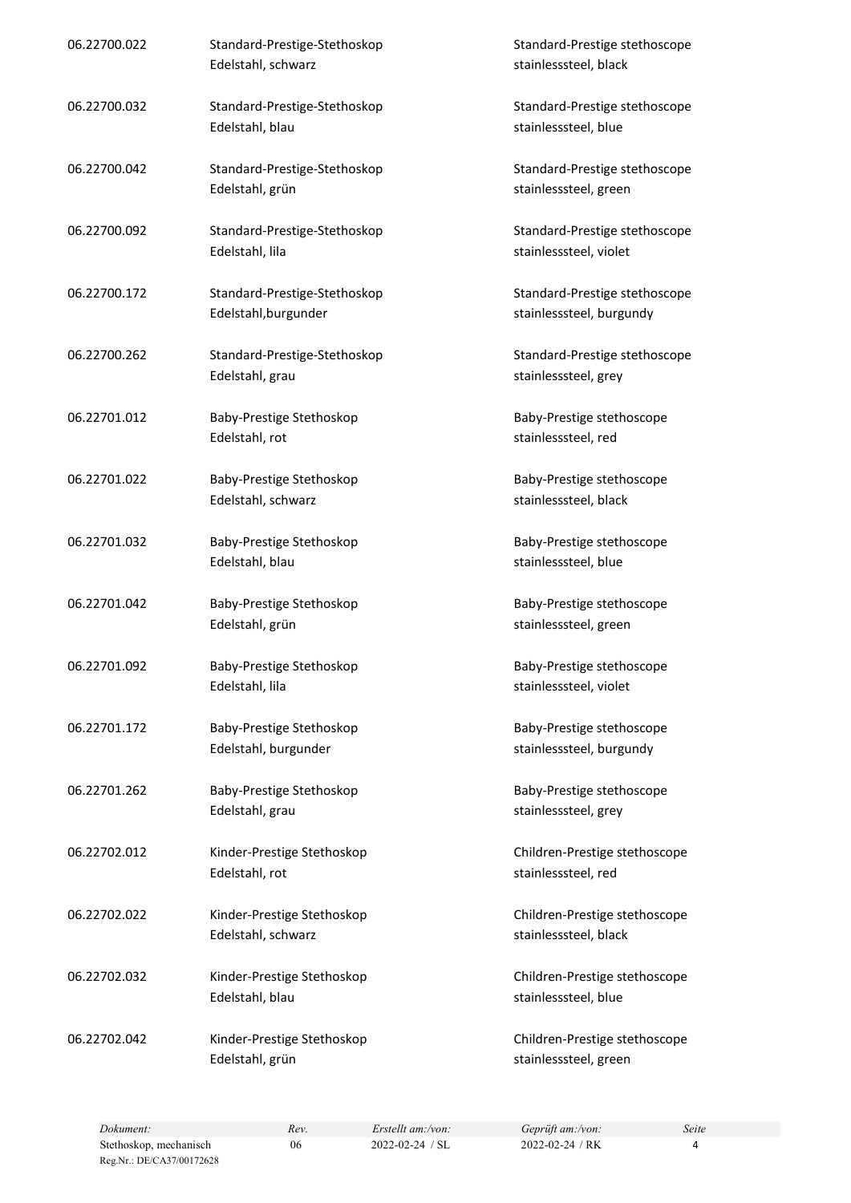| | | |
|---|---|---|
| 06.22700.022 | Standard-Prestige-Stethoskop<br>Edelstahl, schwarz | Standard-Prestige stethoscope<br>stainlesssteel, black |
| 06.22700.032 | Standard-Prestige-Stethoskop<br>Edelstahl, blau | Standard-Prestige stethoscope<br>stainlesssteel, blue |
| 06.22700.042 | Standard-Prestige-Stethoskop<br>Edelstahl, grün | Standard-Prestige stethoscope<br>stainlesssteel, green |
| 06.22700.092 | Standard-Prestige-Stethoskop<br>Edelstahl, lila | Standard-Prestige stethoscope<br>stainlesssteel, violet |
| 06.22700.172 | Standard-Prestige-Stethoskop<br>Edelstahl,burgunder | Standard-Prestige stethoscope<br>stainlesssteel, burgundy |
| 06.22700.262 | Standard-Prestige-Stethoskop<br>Edelstahl, grau | Standard-Prestige stethoscope<br>stainlesssteel, grey |
| 06.22701.012 | Baby-Prestige Stethoskop<br>Edelstahl, rot | Baby-Prestige stethoscope<br>stainlesssteel, red |
| 06.22701.022 | Baby-Prestige Stethoskop<br>Edelstahl, schwarz | Baby-Prestige stethoscope<br>stainlesssteel, black |
| 06.22701.032 | Baby-Prestige Stethoskop<br>Edelstahl, blau | Baby-Prestige stethoscope<br>stainlesssteel, blue |
| 06.22701.042 | Baby-Prestige Stethoskop<br>Edelstahl, grün | Baby-Prestige stethoscope<br>stainlesssteel, green |
| 06.22701.092 | Baby-Prestige Stethoskop<br>Edelstahl, lila | Baby-Prestige stethoscope<br>stainlesssteel, violet |
| 06.22701.172 | Baby-Prestige Stethoskop<br>Edelstahl, burgunder | Baby-Prestige stethoscope<br>stainlesssteel, burgundy |
| 06.22701.262 | Baby-Prestige Stethoskop<br>Edelstahl, grau | Baby-Prestige stethoscope<br>stainlesssteel, grey |
| 06.22702.012 | Kinder-Prestige Stethoskop<br>Edelstahl, rot | Children-Prestige stethoscope<br>stainlesssteel, red |
| 06.22702.022 | Kinder-Prestige Stethoskop<br>Edelstahl, schwarz | Children-Prestige stethoscope<br>stainlesssteel, black |
| 06.22702.032 | Kinder-Prestige Stethoskop<br>Edelstahl, blau | Children-Prestige stethoscope<br>stainlesssteel, blue |
| 06.22702.042 | Kinder-Prestige Stethoskop<br>Edelstahl, grün | Children-Prestige stethoscope<br>stainlesssteel, green |

| *Dokument:* | *Rev.* | *Erstellt am:/von:* | *Geprüft am:/von:* | *Seite* |
|---|---|---|---|---|
| Stethoskop, mechanisch<br>Reg.Nr.: DE/CA37/00172628 | 06 | 2022-02-24 / SL | 2022-02-24 / RK | 4 |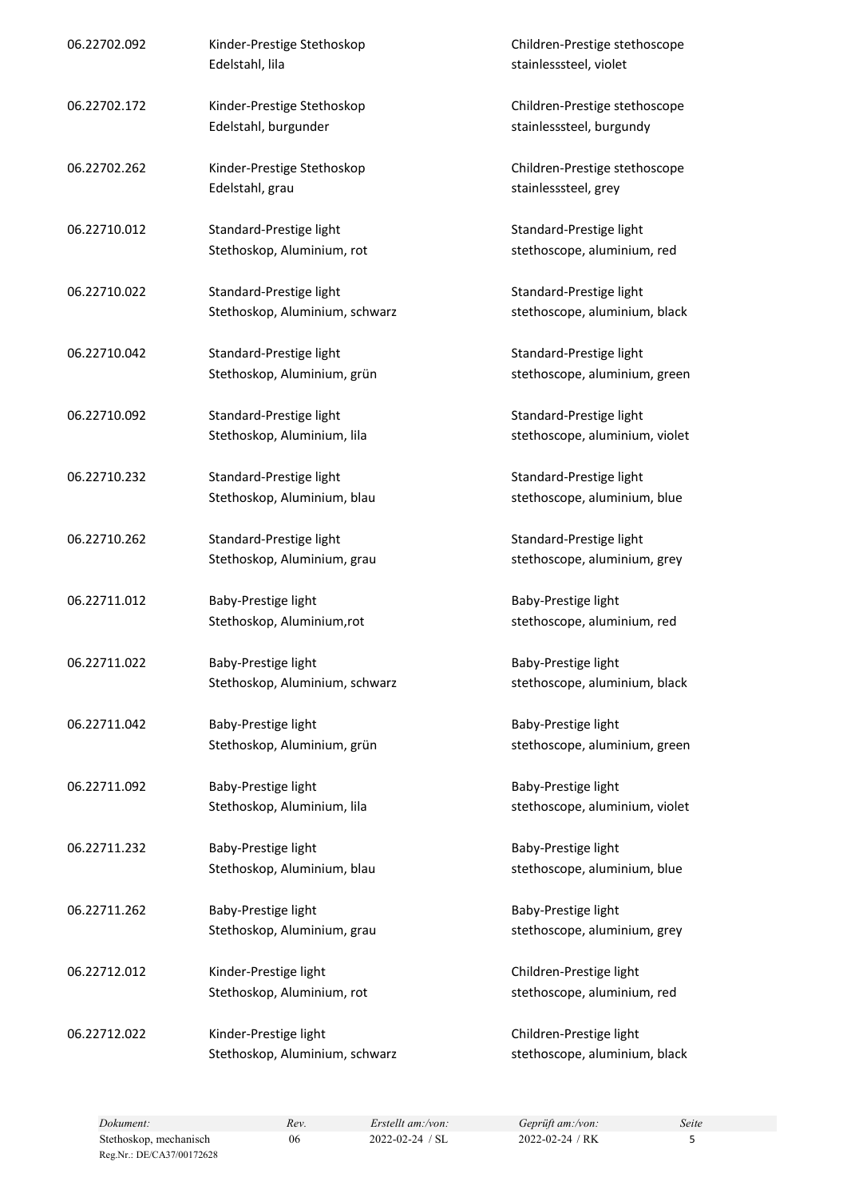| | | |
|---|---|---|
| 06.22702.092 | Kinder-Prestige Stethoskop<br>Edelstahl, lila | Children-Prestige stethoscope<br>stainlesssteel, violet |
| 06.22702.172 | Kinder-Prestige Stethoskop<br>Edelstahl, burgunder | Children-Prestige stethoscope<br>stainlesssteel, burgundy |
| 06.22702.262 | Kinder-Prestige Stethoskop<br>Edelstahl, grau | Children-Prestige stethoscope<br>stainlesssteel, grey |
| 06.22710.012 | Standard-Prestige light<br>Stethoskop, Aluminium, rot | Standard-Prestige light<br>stethoscope, aluminium, red |
| 06.22710.022 | Standard-Prestige light<br>Stethoskop, Aluminium, schwarz | Standard-Prestige light<br>stethoscope, aluminium, black |
| 06.22710.042 | Standard-Prestige light<br>Stethoskop, Aluminium, grün | Standard-Prestige light<br>stethoscope, aluminium, green |
| 06.22710.092 | Standard-Prestige light<br>Stethoskop, Aluminium, lila | Standard-Prestige light<br>stethoscope, aluminium, violet |
| 06.22710.232 | Standard-Prestige light<br>Stethoskop, Aluminium, blau | Standard-Prestige light<br>stethoscope, aluminium, blue |
| 06.22710.262 | Standard-Prestige light<br>Stethoskop, Aluminium, grau | Standard-Prestige light<br>stethoscope, aluminium, grey |
| 06.22711.012 | Baby-Prestige light<br>Stethoskop, Aluminium,rot | Baby-Prestige light<br>stethoscope, aluminium, red |
| 06.22711.022 | Baby-Prestige light<br>Stethoskop, Aluminium, schwarz | Baby-Prestige light<br>stethoscope, aluminium, black |
| 06.22711.042 | Baby-Prestige light<br>Stethoskop, Aluminium, grün | Baby-Prestige light<br>stethoscope, aluminium, green |
| 06.22711.092 | Baby-Prestige light<br>Stethoskop, Aluminium, lila | Baby-Prestige light<br>stethoscope, aluminium, violet |
| 06.22711.232 | Baby-Prestige light<br>Stethoskop, Aluminium, blau | Baby-Prestige light<br>stethoscope, aluminium, blue |
| 06.22711.262 | Baby-Prestige light<br>Stethoskop, Aluminium, grau | Baby-Prestige light<br>stethoscope, aluminium, grey |
| 06.22712.012 | Kinder-Prestige light<br>Stethoskop, Aluminium, rot | Children-Prestige light<br>stethoscope, aluminium, red |
| 06.22712.022 | Kinder-Prestige light<br>Stethoskop, Aluminium, schwarz | Children-Prestige light<br>stethoscope, aluminium, black |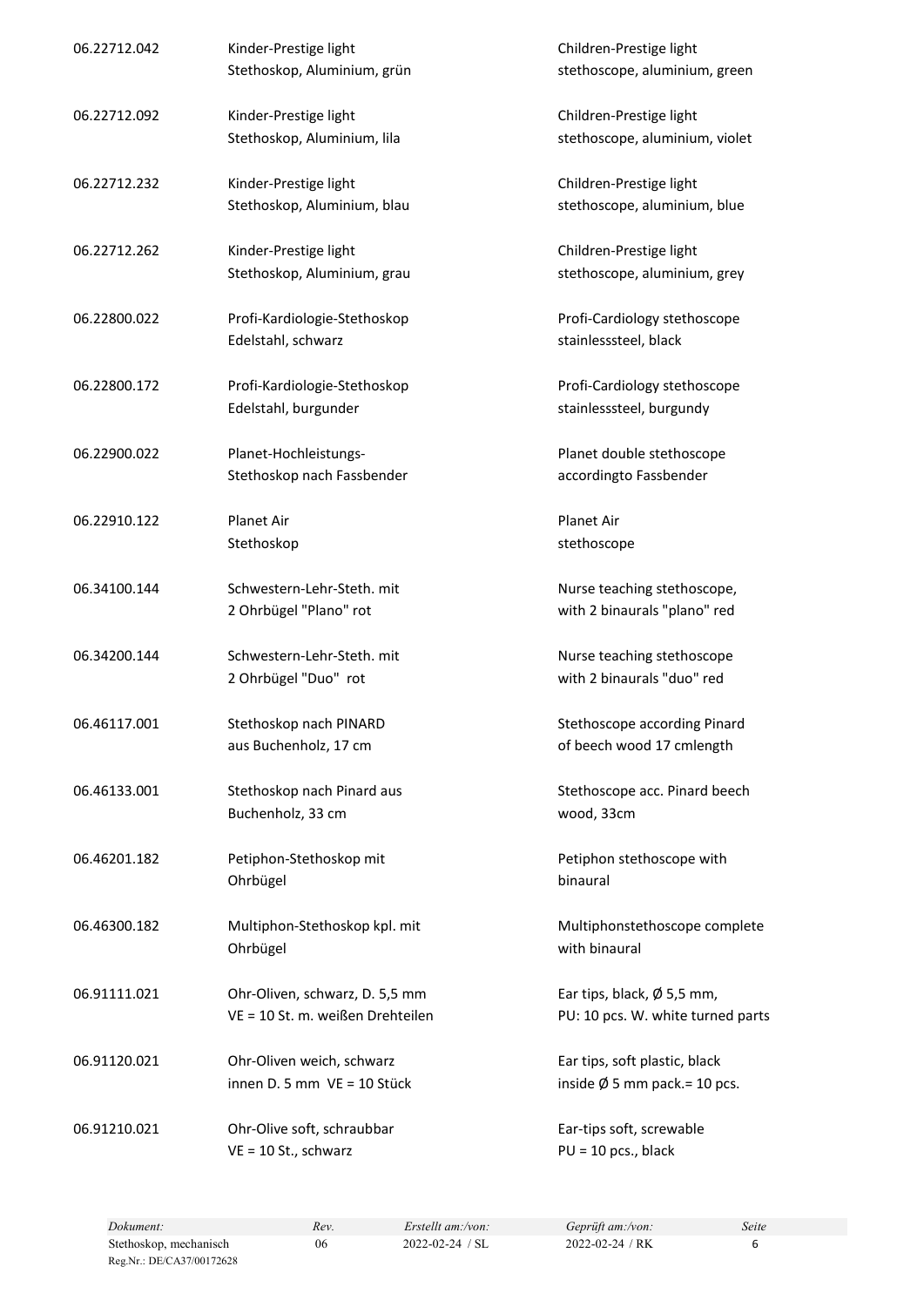| | | |
|---|---|---|
| 06.22712.042 | Kinder-Prestige light<br>Stethoskop, Aluminium, grün | Children-Prestige light<br>stethoscope, aluminium, green |
| 06.22712.092 | Kinder-Prestige light<br>Stethoskop, Aluminium, lila | Children-Prestige light<br>stethoscope, aluminium, violet |
| 06.22712.232 | Kinder-Prestige light<br>Stethoskop, Aluminium, blau | Children-Prestige light<br>stethoscope, aluminium, blue |
| 06.22712.262 | Kinder-Prestige light<br>Stethoskop, Aluminium, grau | Children-Prestige light<br>stethoscope, aluminium, grey |
| 06.22800.022 | Profi-Kardiologie-Stethoskop<br>Edelstahl, schwarz | Profi-Cardiology stethoscope<br>stainlesssteel, black |
| 06.22800.172 | Profi-Kardiologie-Stethoskop<br>Edelstahl, burgunder | Profi-Cardiology stethoscope<br>stainlesssteel, burgundy |
| 06.22900.022 | Planet-Hochleistungs-<br>Stethoskop nach Fassbender | Planet double stethoscope<br>accordingto Fassbender |
| 06.22910.122 | Planet Air<br>Stethoskop | Planet Air<br>stethoscope |
| 06.34100.144 | Schwestern-Lehr-Steth. mit<br>2 Ohrbügel "Plano" rot | Nurse teaching stethoscope,<br>with 2 binaurals "plano" red |
| 06.34200.144 | Schwestern-Lehr-Steth. mit<br>2 Ohrbügel "Duo" rot | Nurse teaching stethoscope<br>with 2 binaurals "duo" red |
| 06.46117.001 | Stethoskop nach PINARD<br>aus Buchenholz, 17 cm | Stethoscope according Pinard<br>of beech wood 17 cmlength |
| 06.46133.001 | Stethoskop nach Pinard aus<br>Buchenholz, 33 cm | Stethoscope acc. Pinard beech<br>wood, 33cm |
| 06.46201.182 | Petiphon-Stethoskop mit<br>Ohrbügel | Petiphon stethoscope with<br>binaural |
| 06.46300.182 | Multiphon-Stethoskop kpl. mit<br>Ohrbügel | Multiphonstethoscope complete<br>with binaural |
| 06.91111.021 | Ohr-Oliven, schwarz, D. 5,5 mm<br>VE = 10 St. m. weißen Drehteilen | Ear tips, black, Ø 5,5 mm,<br>PU: 10 pcs. W. white turned parts |
| 06.91120.021 | Ohr-Oliven weich, schwarz<br>innen D. 5 mm VE = 10 Stück | Ear tips, soft plastic, black<br>inside Ø 5 mm pack.= 10 pcs. |
| 06.91210.021 | Ohr-Olive soft, schraubbar<br>VE = 10 St., schwarz | Ear-tips soft, screwable<br>PU = 10 pcs., black |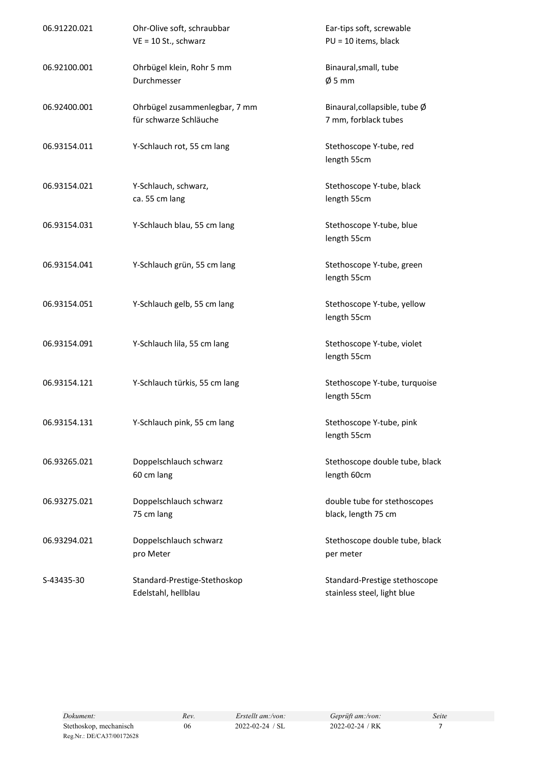| | | |
|---|---|---|
| 06.91220.021 | Ohr-Olive soft, schraubbar<br>VE = 10 St., schwarz | Ear-tips soft, screwable<br>PU = 10 items, black |
| 06.92100.001 | Ohrbügel klein, Rohr 5 mm<br>Durchmesser | Binaural,small, tube<br>Ø 5 mm |
| 06.92400.001 | Ohrbügel zusammenlegbar, 7 mm<br>für schwarze Schläuche | Binaural,collapsible, tube Ø<br>7 mm, forblack tubes |
| 06.93154.011 | Y-Schlauch rot, 55 cm lang | Stethoscope Y-tube, red<br>length 55cm |
| 06.93154.021 | Y-Schlauch, schwarz,<br>ca. 55 cm lang | Stethoscope Y-tube, black<br>length 55cm |
| 06.93154.031 | Y-Schlauch blau, 55 cm lang | Stethoscope Y-tube, blue<br>length 55cm |
| 06.93154.041 | Y-Schlauch grün, 55 cm lang | Stethoscope Y-tube, green<br>length 55cm |
| 06.93154.051 | Y-Schlauch gelb, 55 cm lang | Stethoscope Y-tube, yellow<br>length 55cm |
| 06.93154.091 | Y-Schlauch lila, 55 cm lang | Stethoscope Y-tube, violet<br>length 55cm |
| 06.93154.121 | Y-Schlauch türkis, 55 cm lang | Stethoscope Y-tube, turquoise<br>length 55cm |
| 06.93154.131 | Y-Schlauch pink, 55 cm lang | Stethoscope Y-tube, pink<br>length 55cm |
| 06.93265.021 | Doppelschlauch schwarz<br>60 cm lang | Stethoscope double tube, black<br>length 60cm |
| 06.93275.021 | Doppelschlauch schwarz<br>75 cm lang | double tube for stethoscopes<br>black, length 75 cm |
| 06.93294.021 | Doppelschlauch schwarz<br>pro Meter | Stethoscope double tube, black<br>per meter |
| S-43435-30 | Standard-Prestige-Stethoskop<br>Edelstahl, hellblau | Standard-Prestige stethoscope<br>stainless steel, light blue |